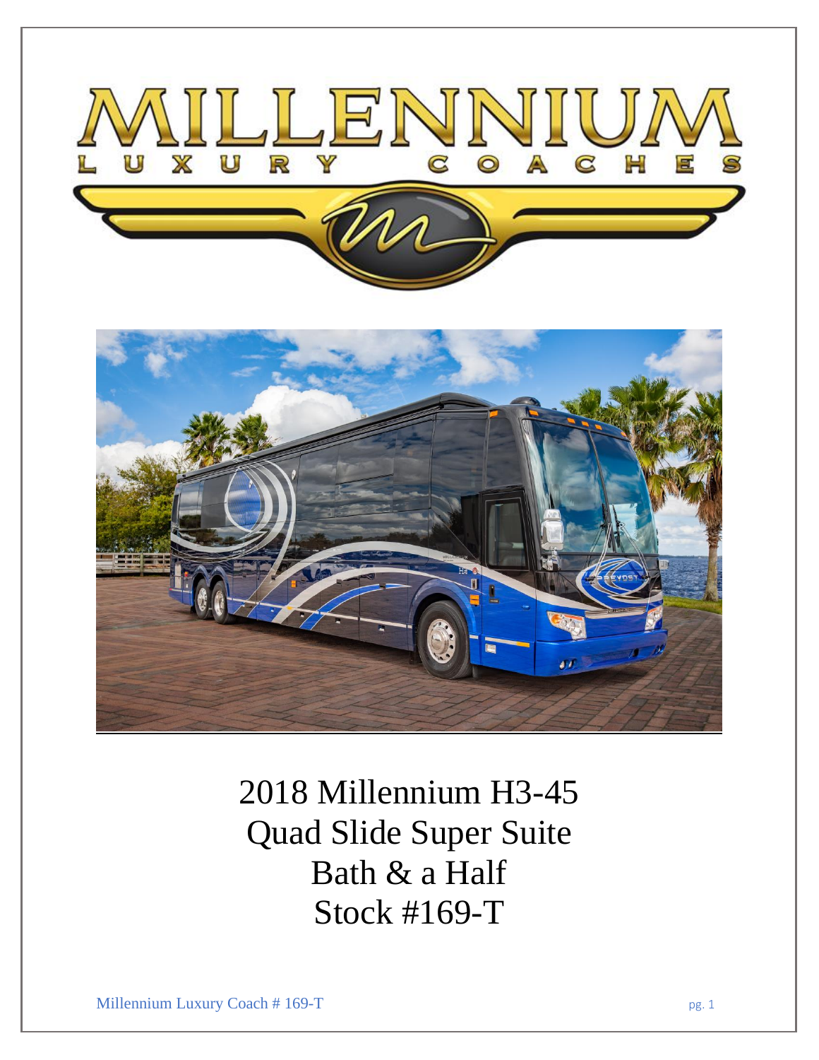# MILLENNIUM

LUXURY COACHES

2018 Millennium H3-45
Quad Slide Super Suite
Bath & a Half
Stock #169-T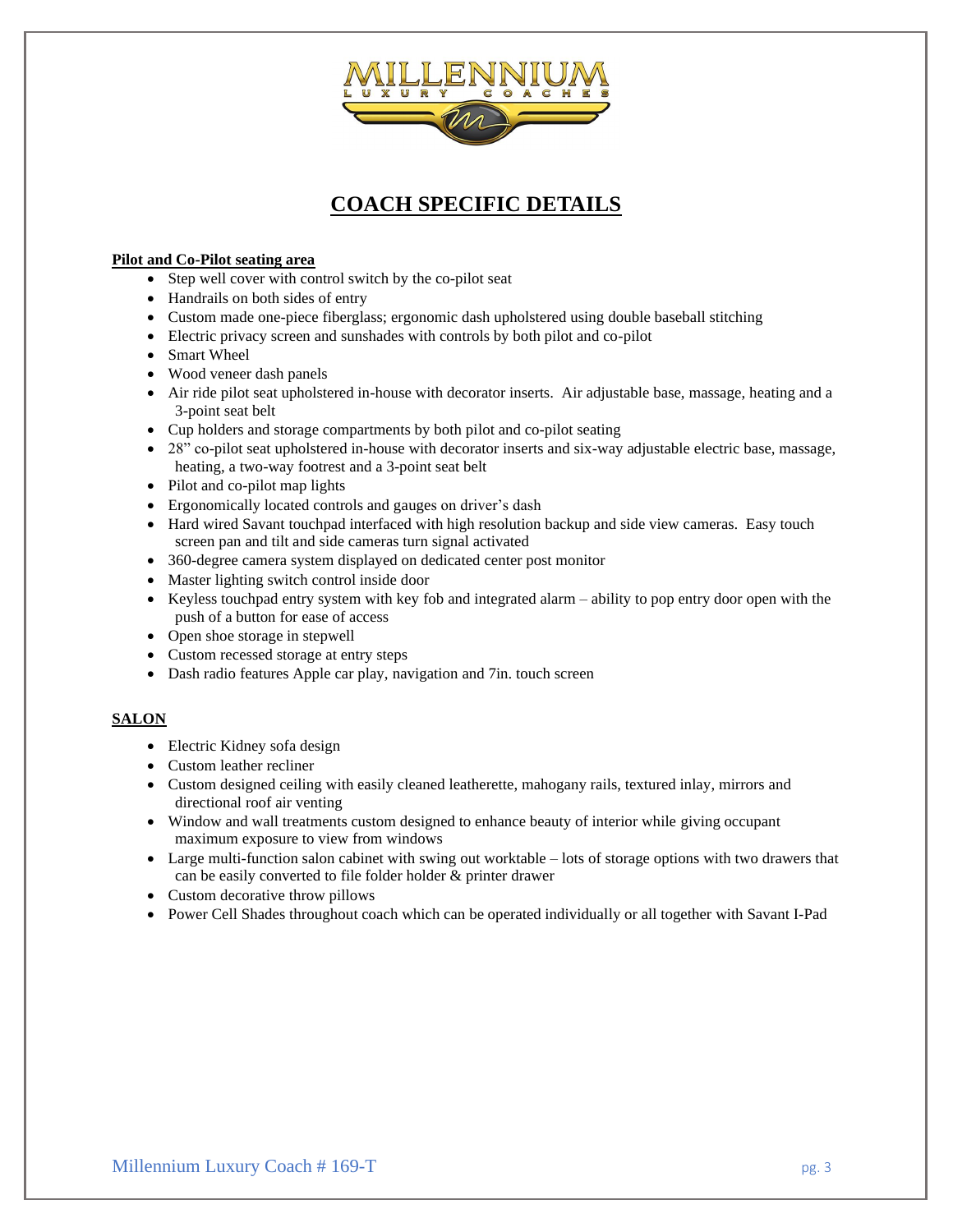# COACH SPECIFIC DETAILS

**Pilot and Co-Pilot seating area**

- Step well cover with control switch by the co-pilot seat
- Handrails on both sides of entry
- Custom made one-piece fiberglass; ergonomic dash upholstered using double baseball stitching
- Electric privacy screen and sunshades with controls by both pilot and co-pilot
- Smart Wheel
- Wood veneer dash panels
- Air ride pilot seat upholstered in-house with decorator inserts. Air adjustable base, massage, heating and a 3-point seat belt
- Cup holders and storage compartments by both pilot and co-pilot seating
- 28" co-pilot seat upholstered in-house with decorator inserts and six-way adjustable electric base, massage, heating, a two-way footrest and a 3-point seat belt
- Pilot and co-pilot map lights
- Ergonomically located controls and gauges on driver's dash
- Hard wired Savant touchpad interfaced with high resolution backup and side view cameras. Easy touch screen pan and tilt and side cameras turn signal activated
- 360-degree camera system displayed on dedicated center post monitor
- Master lighting switch control inside door
- Keyless touchpad entry system with key fob and integrated alarm – ability to pop entry door open with the push of a button for ease of access
- Open shoe storage in stepwell
- Custom recessed storage at entry steps
- Dash radio features Apple car play, navigation and 7in. touch screen

**SALON**

- Electric Kidney sofa design
- Custom leather recliner
- Custom designed ceiling with easily cleaned leatherette, mahogany rails, textured inlay, mirrors and directional roof air venting
- Window and wall treatments custom designed to enhance beauty of interior while giving occupant maximum exposure to view from windows
- Large multi-function salon cabinet with swing out worktable – lots of storage options with two drawers that can be easily converted to file folder holder & printer drawer
- Custom decorative throw pillows
- Power Cell Shades throughout coach which can be operated individually or all together with Savant I-Pad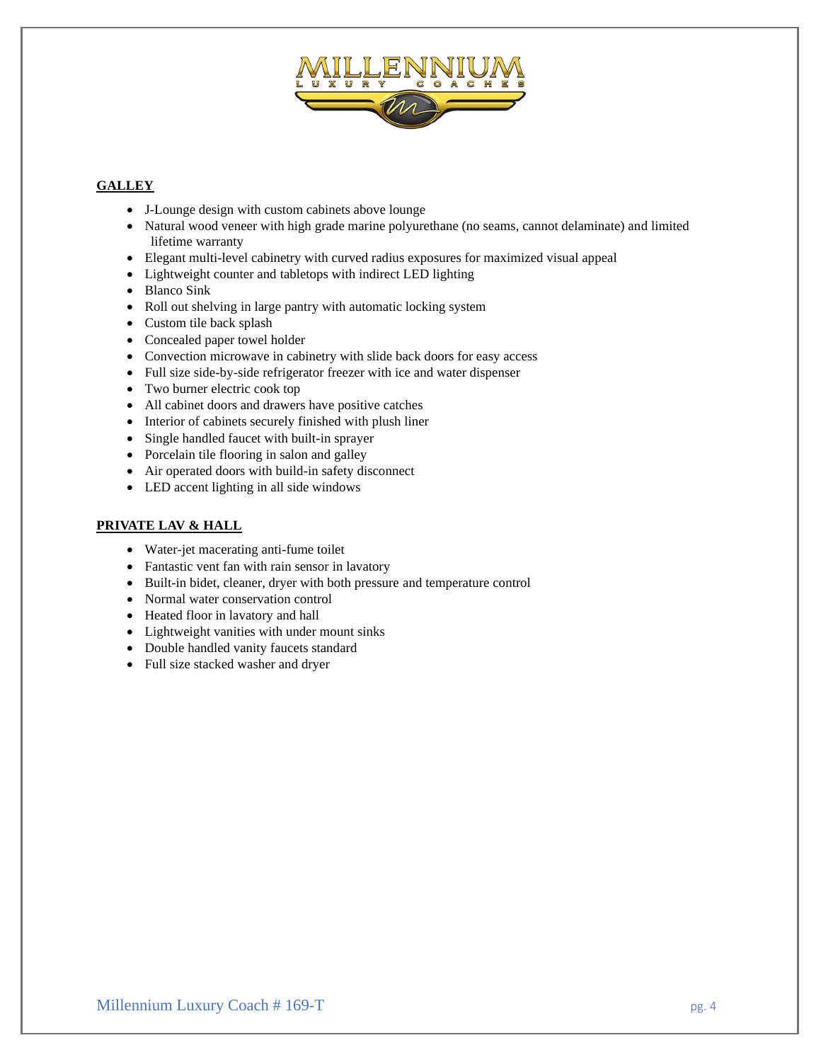## GALLEY

- J-Lounge design with custom cabinets above lounge
- Natural wood veneer with high grade marine polyurethane (no seams, cannot delaminate) and limited lifetime warranty
- Elegant multi-level cabinetry with curved radius exposures for maximized visual appeal
- Lightweight counter and tabletops with indirect LED lighting
- Blanco Sink
- Roll out shelving in large pantry with automatic locking system
- Custom tile back splash
- Concealed paper towel holder
- Convection microwave in cabinetry with slide back doors for easy access
- Full size side-by-side refrigerator freezer with ice and water dispenser
- Two burner electric cook top
- All cabinet doors and drawers have positive catches
- Interior of cabinets securely finished with plush liner
- Single handled faucet with built-in sprayer
- Porcelain tile flooring in salon and galley
- Air operated doors with build-in safety disconnect
- LED accent lighting in all side windows

## PRIVATE LAV & HALL

- Water-jet macerating anti-fume toilet
- Fantastic vent fan with rain sensor in lavatory
- Built-in bidet, cleaner, dryer with both pressure and temperature control
- Normal water conservation control
- Heated floor in lavatory and hall
- Lightweight vanities with under mount sinks
- Double handled vanity faucets standard
- Full size stacked washer and dryer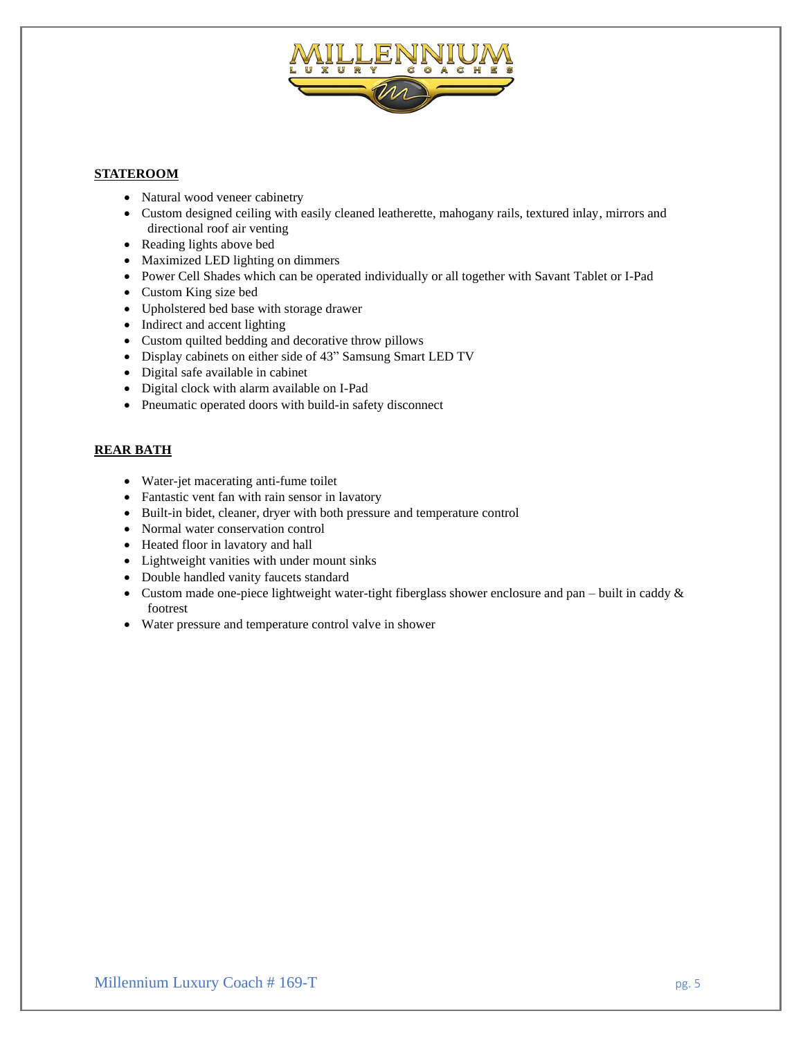## STATEROOM

- Natural wood veneer cabinetry
- Custom designed ceiling with easily cleaned leatherette, mahogany rails, textured inlay, mirrors and directional roof air venting
- Reading lights above bed
- Maximized LED lighting on dimmers
- Power Cell Shades which can be operated individually or all together with Savant Tablet or I-Pad
- Custom King size bed
- Upholstered bed base with storage drawer
- Indirect and accent lighting
- Custom quilted bedding and decorative throw pillows
- Display cabinets on either side of 43" Samsung Smart LED TV
- Digital safe available in cabinet
- Digital clock with alarm available on I-Pad
- Pneumatic operated doors with build-in safety disconnect

## REAR BATH

- Water-jet macerating anti-fume toilet
- Fantastic vent fan with rain sensor in lavatory
- Built-in bidet, cleaner, dryer with both pressure and temperature control
- Normal water conservation control
- Heated floor in lavatory and hall
- Lightweight vanities with under mount sinks
- Double handled vanity faucets standard
- Custom made one-piece lightweight water-tight fiberglass shower enclosure and pan – built in caddy & footrest
- Water pressure and temperature control valve in shower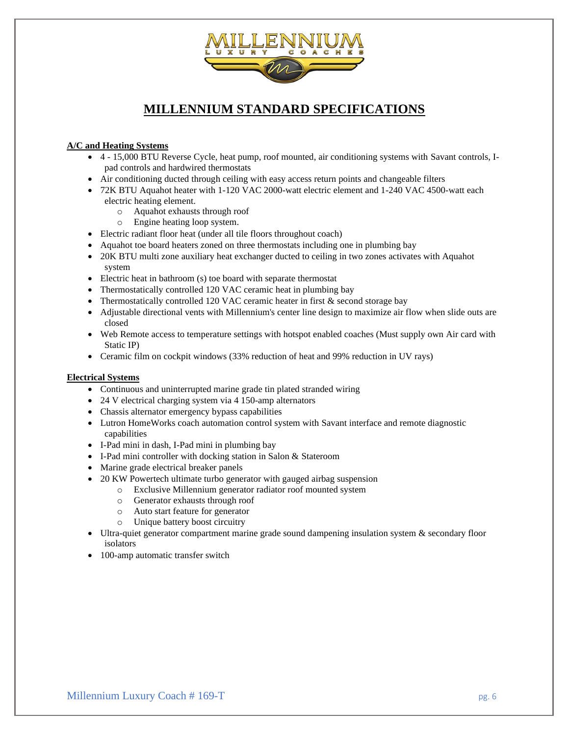# MILLENNIUM STANDARD SPECIFICATIONS

## A/C and Heating Systems

- 4 - 15,000 BTU Reverse Cycle, heat pump, roof mounted, air conditioning systems with Savant controls, I-pad controls and hardwired thermostats
- Air conditioning ducted through ceiling with easy access return points and changeable filters
- 72K BTU Aquahot heater with 1-120 VAC 2000-watt electric element and 1-240 VAC 4500-watt each electric heating element.
  - Aquahot exhausts through roof
  - Engine heating loop system.
- Electric radiant floor heat (under all tile floors throughout coach)
- Aquahot toe board heaters zoned on three thermostats including one in plumbing bay
- 20K BTU multi zone auxiliary heat exchanger ducted to ceiling in two zones activates with Aquahot system
- Electric heat in bathroom (s) toe board with separate thermostat
- Thermostatically controlled 120 VAC ceramic heat in plumbing bay
- Thermostatically controlled 120 VAC ceramic heater in first & second storage bay
- Adjustable directional vents with Millennium's center line design to maximize air flow when slide outs are closed
- Web Remote access to temperature settings with hotspot enabled coaches (Must supply own Air card with Static IP)
- Ceramic film on cockpit windows (33% reduction of heat and 99% reduction in UV rays)

## Electrical Systems

- Continuous and uninterrupted marine grade tin plated stranded wiring
- 24 V electrical charging system via 4 150-amp alternators
- Chassis alternator emergency bypass capabilities
- Lutron HomeWorks coach automation control system with Savant interface and remote diagnostic capabilities
- I-Pad mini in dash, I-Pad mini in plumbing bay
- I-Pad mini controller with docking station in Salon & Stateroom
- Marine grade electrical breaker panels
- 20 KW Powertech ultimate turbo generator with gauged airbag suspension
  - Exclusive Millennium generator radiator roof mounted system
  - Generator exhausts through roof
  - Auto start feature for generator
  - Unique battery boost circuitry
- Ultra-quiet generator compartment marine grade sound dampening insulation system & secondary floor isolators
- 100-amp automatic transfer switch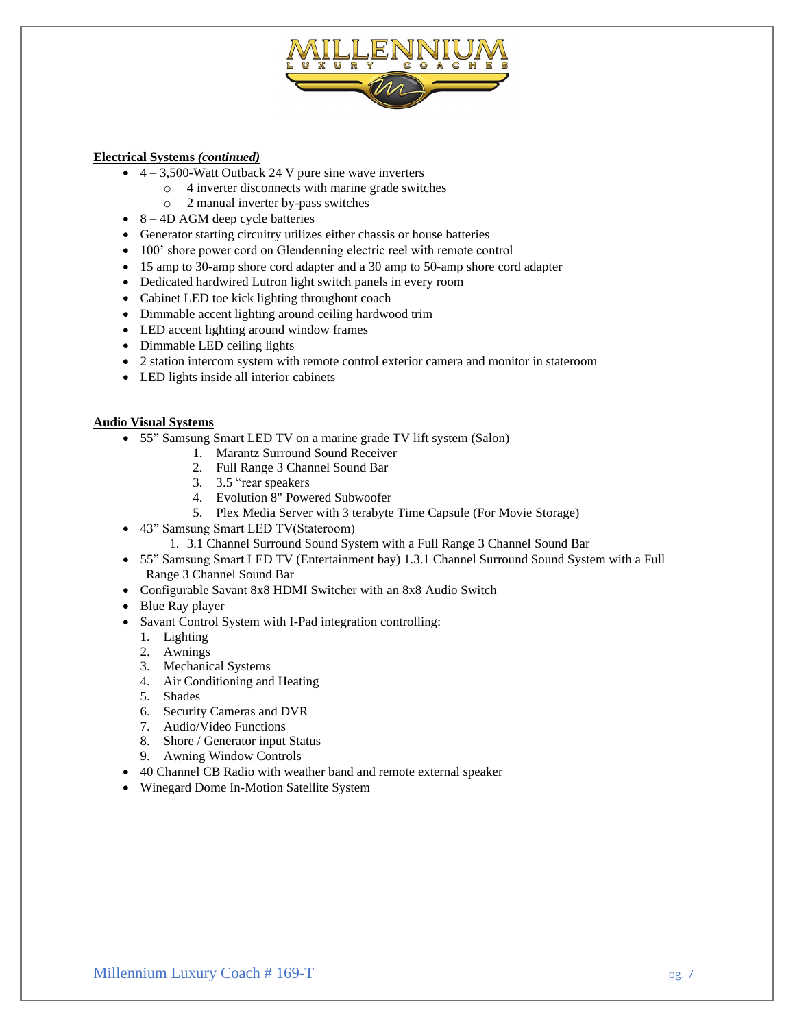**Electrical Systems *(continued)***

- 4 – 3,500-Watt Outback 24 V pure sine wave inverters
  - 4 inverter disconnects with marine grade switches
  - 2 manual inverter by-pass switches
- 8 – 4D AGM deep cycle batteries
- Generator starting circuitry utilizes either chassis or house batteries
- 100' shore power cord on Glendenning electric reel with remote control
- 15 amp to 30-amp shore cord adapter and a 30 amp to 50-amp shore cord adapter
- Dedicated hardwired Lutron light switch panels in every room
- Cabinet LED toe kick lighting throughout coach
- Dimmable accent lighting around ceiling hardwood trim
- LED accent lighting around window frames
- Dimmable LED ceiling lights
- 2 station intercom system with remote control exterior camera and monitor in stateroom
- LED lights inside all interior cabinets

**Audio Visual Systems**

- 55" Samsung Smart LED TV on a marine grade TV lift system (Salon)
  1. Marantz Surround Sound Receiver
  2. Full Range 3 Channel Sound Bar
  3. 3.5 "rear speakers
  4. Evolution 8" Powered Subwoofer
  5. Plex Media Server with 3 terabyte Time Capsule (For Movie Storage)
- 43" Samsung Smart LED TV(Stateroom)
  1. 3.1 Channel Surround Sound System with a Full Range 3 Channel Sound Bar
- 55" Samsung Smart LED TV (Entertainment bay) 1.3.1 Channel Surround Sound System with a Full Range 3 Channel Sound Bar
- Configurable Savant 8x8 HDMI Switcher with an 8x8 Audio Switch
- Blue Ray player
- Savant Control System with I-Pad integration controlling:
  1. Lighting
  2. Awnings
  3. Mechanical Systems
  4. Air Conditioning and Heating
  5. Shades
  6. Security Cameras and DVR
  7. Audio/Video Functions
  8. Shore / Generator input Status
  9. Awning Window Controls
- 40 Channel CB Radio with weather band and remote external speaker
- Winegard Dome In-Motion Satellite System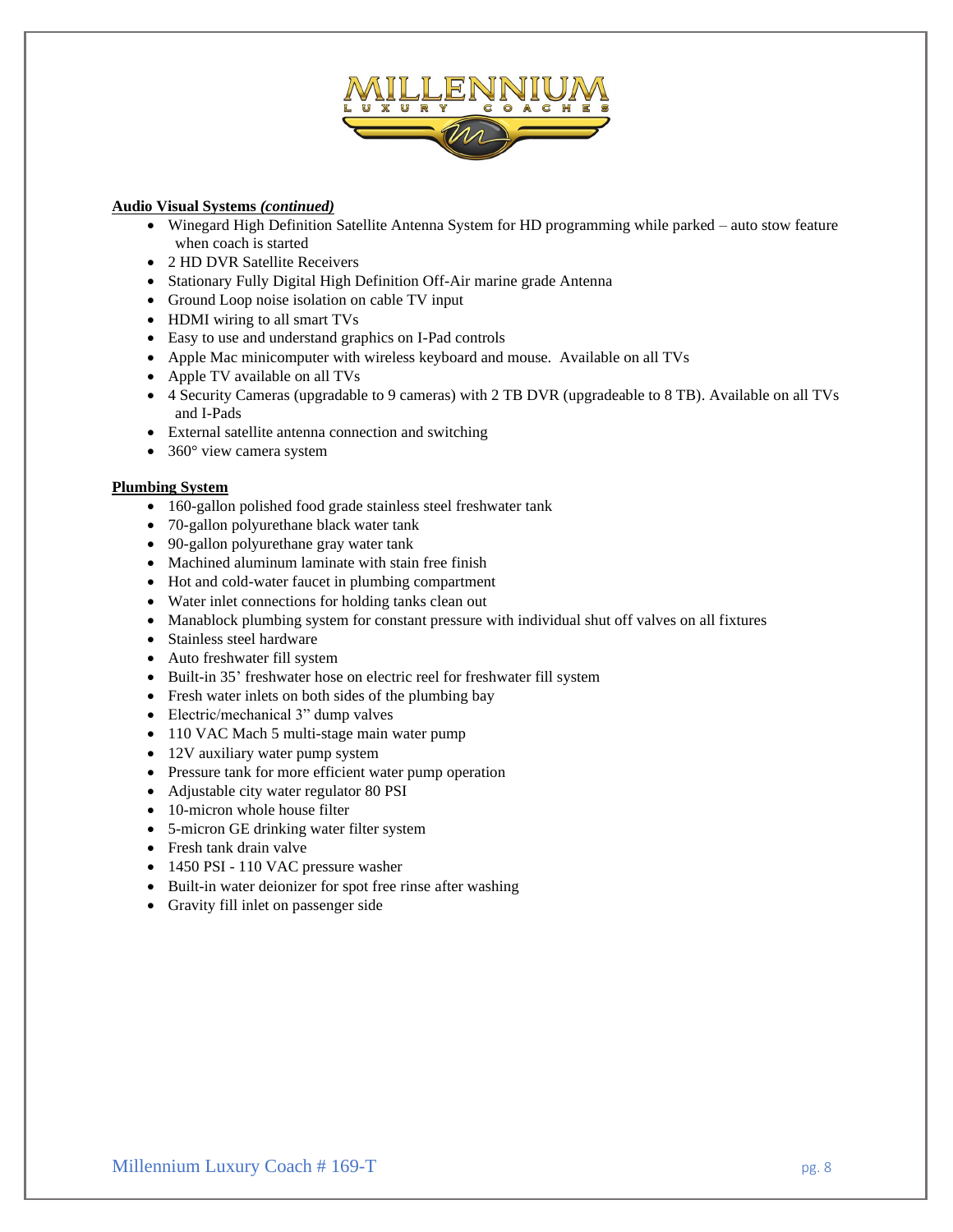**Audio Visual Systems *(continued)***

- Winegard High Definition Satellite Antenna System for HD programming while parked – auto stow feature when coach is started
- 2 HD DVR Satellite Receivers
- Stationary Fully Digital High Definition Off-Air marine grade Antenna
- Ground Loop noise isolation on cable TV input
- HDMI wiring to all smart TVs
- Easy to use and understand graphics on I-Pad controls
- Apple Mac minicomputer with wireless keyboard and mouse. Available on all TVs
- Apple TV available on all TVs
- 4 Security Cameras (upgradable to 9 cameras) with 2 TB DVR (upgradeable to 8 TB). Available on all TVs and I-Pads
- External satellite antenna connection and switching
- 360° view camera system

**Plumbing System**

- 160-gallon polished food grade stainless steel freshwater tank
- 70-gallon polyurethane black water tank
- 90-gallon polyurethane gray water tank
- Machined aluminum laminate with stain free finish
- Hot and cold-water faucet in plumbing compartment
- Water inlet connections for holding tanks clean out
- Manablock plumbing system for constant pressure with individual shut off valves on all fixtures
- Stainless steel hardware
- Auto freshwater fill system
- Built-in 35' freshwater hose on electric reel for freshwater fill system
- Fresh water inlets on both sides of the plumbing bay
- Electric/mechanical 3" dump valves
- 110 VAC Mach 5 multi-stage main water pump
- 12V auxiliary water pump system
- Pressure tank for more efficient water pump operation
- Adjustable city water regulator 80 PSI
- 10-micron whole house filter
- 5-micron GE drinking water filter system
- Fresh tank drain valve
- 1450 PSI - 110 VAC pressure washer
- Built-in water deionizer for spot free rinse after washing
- Gravity fill inlet on passenger side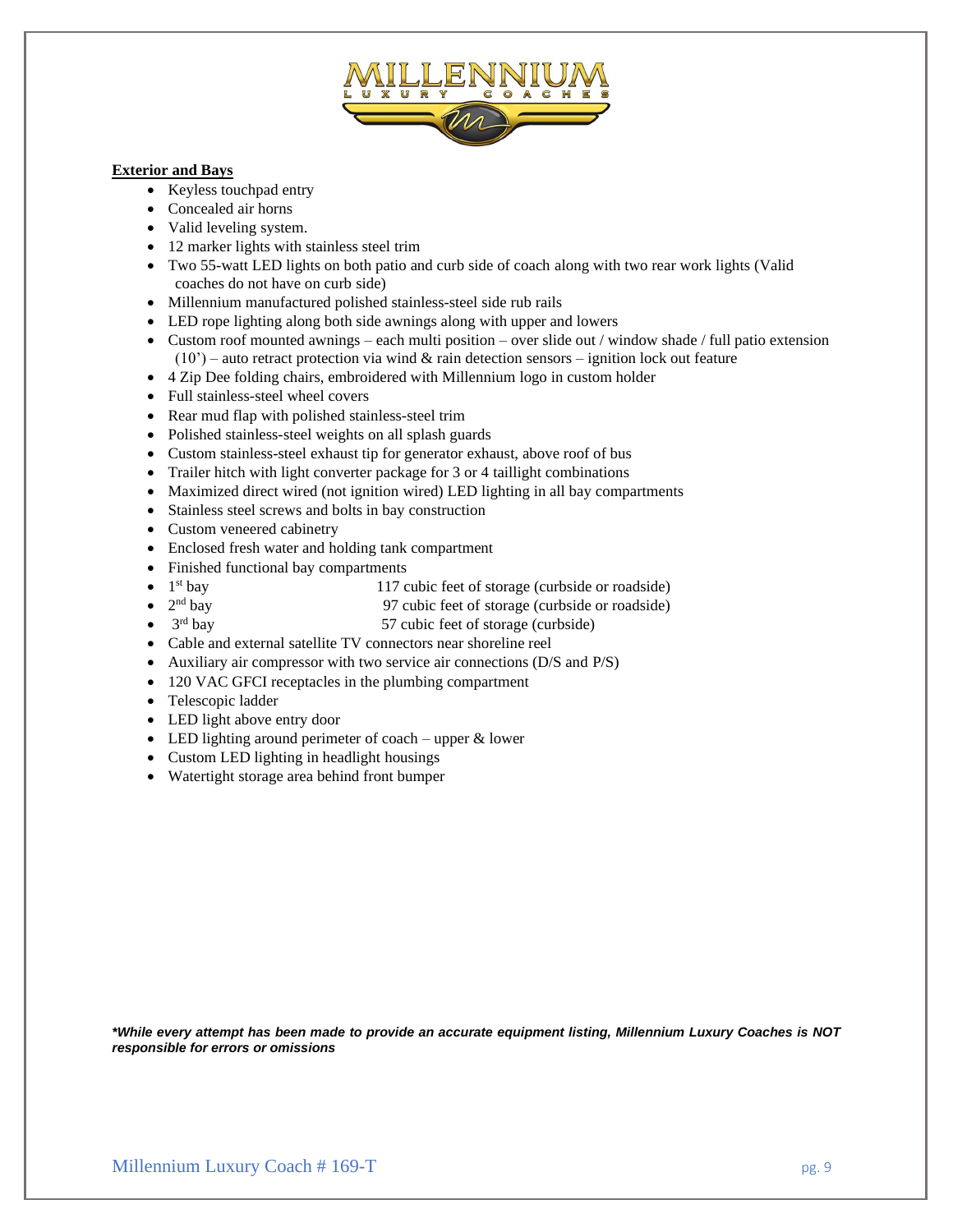**Exterior and Bays**

- Keyless touchpad entry
- Concealed air horns
- Valid leveling system.
- 12 marker lights with stainless steel trim
- Two 55-watt LED lights on both patio and curb side of coach along with two rear work lights (Valid coaches do not have on curb side)
- Millennium manufactured polished stainless-steel side rub rails
- LED rope lighting along both side awnings along with upper and lowers
- Custom roof mounted awnings – each multi position – over slide out / window shade / full patio extension (10') – auto retract protection via wind & rain detection sensors – ignition lock out feature
- 4 Zip Dee folding chairs, embroidered with Millennium logo in custom holder
- Full stainless-steel wheel covers
- Rear mud flap with polished stainless-steel trim
- Polished stainless-steel weights on all splash guards
- Custom stainless-steel exhaust tip for generator exhaust, above roof of bus
- Trailer hitch with light converter package for 3 or 4 taillight combinations
- Maximized direct wired (not ignition wired) LED lighting in all bay compartments
- Stainless steel screws and bolts in bay construction
- Custom veneered cabinetry
- Enclosed fresh water and holding tank compartment
- Finished functional bay compartments
- 1st bay — 117 cubic feet of storage (curbside or roadside)
- 2nd bay — 97 cubic feet of storage (curbside or roadside)
- 3rd bay — 57 cubic feet of storage (curbside)
- Cable and external satellite TV connectors near shoreline reel
- Auxiliary air compressor with two service air connections (D/S and P/S)
- 120 VAC GFCI receptacles in the plumbing compartment
- Telescopic ladder
- LED light above entry door
- LED lighting around perimeter of coach – upper & lower
- Custom LED lighting in headlight housings
- Watertight storage area behind front bumper

***While every attempt has been made to provide an accurate equipment listing, Millennium Luxury Coaches is NOT responsible for errors or omissions***